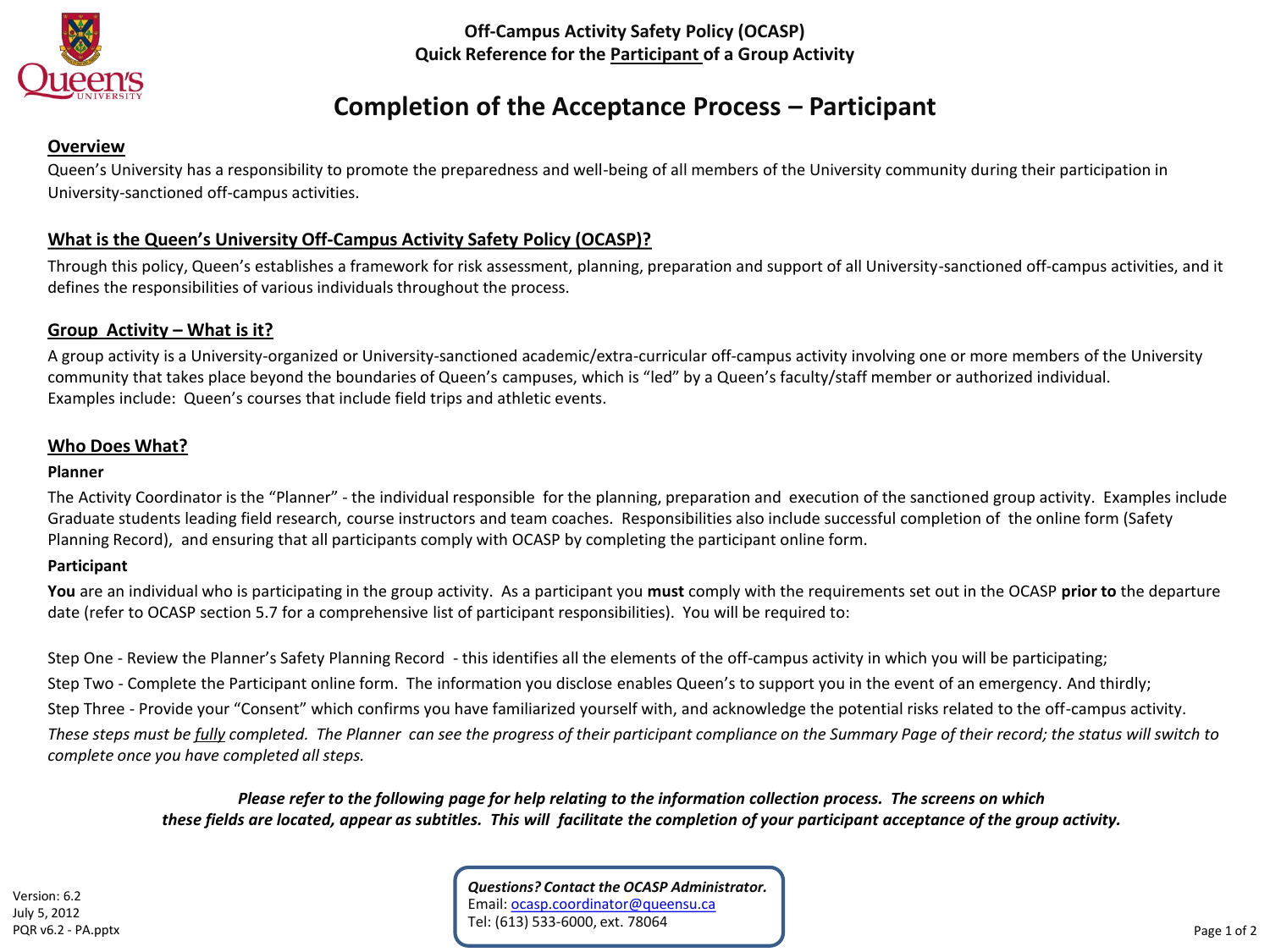**Off-Campus Activity Safety Policy (OCASP)**
**Quick Reference for the Participant of a Group Activity**

# Completion of the Acceptance Process – Participant

## Overview

Queen's University has a responsibility to promote the preparedness and well-being of all members of the University community during their participation in University-sanctioned off-campus activities.

## What is the Queen's University Off-Campus Activity Safety Policy (OCASP)?

Through this policy, Queen's establishes a framework for risk assessment, planning, preparation and support of all University-sanctioned off-campus activities, and it defines the responsibilities of various individuals throughout the process.

## Group Activity – What is it?

A group activity is a University-organized or University-sanctioned academic/extra-curricular off-campus activity involving one or more members of the University community that takes place beyond the boundaries of Queen's campuses, which is "led" by a Queen's faculty/staff member or authorized individual.
Examples include: Queen's courses that include field trips and athletic events.

## Who Does What?

### Planner

The Activity Coordinator is the "Planner" - the individual responsible for the planning, preparation and execution of the sanctioned group activity. Examples include Graduate students leading field research, course instructors and team coaches. Responsibilities also include successful completion of the online form (Safety Planning Record), and ensuring that all participants comply with OCASP by completing the participant online form.

### Participant

**You** are an individual who is participating in the group activity. As a participant you **must** comply with the requirements set out in the OCASP **prior to** the departure date (refer to OCASP section 5.7 for a comprehensive list of participant responsibilities). You will be required to:

Step One - Review the Planner's Safety Planning Record - this identifies all the elements of the off-campus activity in which you will be participating;

Step Two - Complete the Participant online form. The information you disclose enables Queen's to support you in the event of an emergency. And thirdly;

Step Three - Provide your "Consent" which confirms you have familiarized yourself with, and acknowledge the potential risks related to the off-campus activity.

*These steps must be fully completed. The Planner can see the progress of their participant compliance on the Summary Page of their record; the status will switch to complete once you have completed all steps.*

***Please refer to the following page for help relating to the information collection process. The screens on which these fields are located, appear as subtitles. This will facilitate the completion of your participant acceptance of the group activity.***

***Questions? Contact the OCASP Administrator.***
Email: ocasp.coordinator@queensu.ca
Tel: (613) 533-6000, ext. 78064

Version: 6.2
July 5, 2012
PQR v6.2 - PA.pptx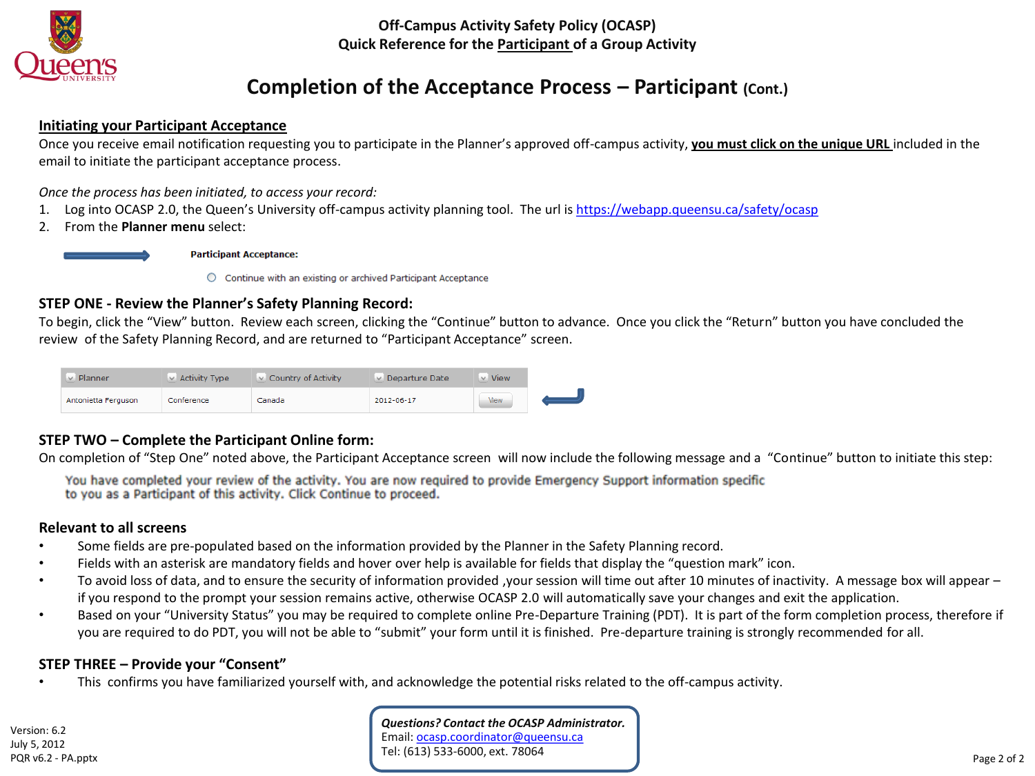**Off-Campus Activity Safety Policy (OCASP)**
**Quick Reference for the Participant of a Group Activity**

# Completion of the Acceptance Process – Participant (Cont.)

## Initiating your Participant Acceptance

Once you receive email notification requesting you to participate in the Planner's approved off-campus activity, **you must click on the unique URL** included in the email to initiate the participant acceptance process.

*Once the process has been initiated, to access your record:*

1. Log into OCASP 2.0, the Queen's University off-campus activity planning tool. The url is https://webapp.queensu.ca/safety/ocasp
2. From the **Planner menu** select:

**Participant Acceptance:**

○ Continue with an existing or archived Participant Acceptance

## STEP ONE - Review the Planner's Safety Planning Record:

To begin, click the "View" button. Review each screen, clicking the "Continue" button to advance. Once you click the "Return" button you have concluded the review of the Safety Planning Record, and are returned to "Participant Acceptance" screen.

| Planner | Activity Type | Country of Activity | Departure Date | View |
|---|---|---|---|---|
| Antonietta Ferguson | Conference | Canada | 2012-06-17 | View |

## STEP TWO – Complete the Participant Online form:

On completion of "Step One" noted above, the Participant Acceptance screen will now include the following message and a "Continue" button to initiate this step:

You have completed your review of the activity. You are now required to provide Emergency Support information specific to you as a Participant of this activity. Click Continue to proceed.

## Relevant to all screens

- Some fields are pre-populated based on the information provided by the Planner in the Safety Planning record.
- Fields with an asterisk are mandatory fields and hover over help is available for fields that display the "question mark" icon.
- To avoid loss of data, and to ensure the security of information provided ,your session will time out after 10 minutes of inactivity. A message box will appear – if you respond to the prompt your session remains active, otherwise OCASP 2.0 will automatically save your changes and exit the application.
- Based on your "University Status" you may be required to complete online Pre-Departure Training (PDT). It is part of the form completion process, therefore if you are required to do PDT, you will not be able to "submit" your form until it is finished. Pre-departure training is strongly recommended for all.

## STEP THREE – Provide your "Consent"

- This confirms you have familiarized yourself with, and acknowledge the potential risks related to the off-campus activity.

***Questions? Contact the OCASP Administrator.***
Email: ocasp.coordinator@queensu.ca
Tel: (613) 533-6000, ext. 78064

Version: 6.2
July 5, 2012
PQR v6.2 - PA.pptx